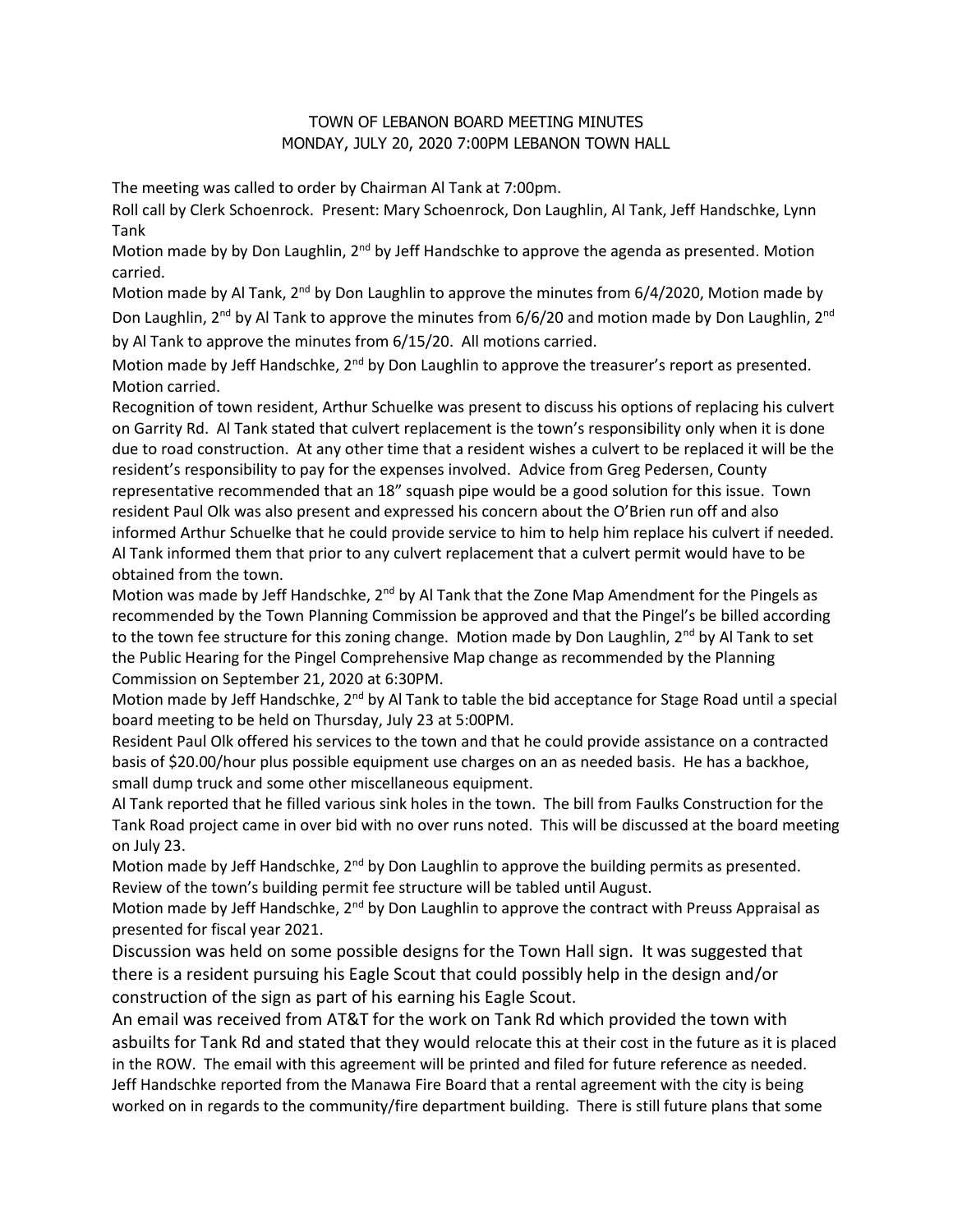# TOWN OF LEBANON BOARD MEETING MINUTES
# MONDAY, JULY 20, 2020 7:00PM LEBANON TOWN HALL

The meeting was called to order by Chairman Al Tank at 7:00pm.

Roll call by Clerk Schoenrock. Present: Mary Schoenrock, Don Laughlin, Al Tank, Jeff Handschke, Lynn Tank

Motion made by by Don Laughlin, 2nd by Jeff Handschke to approve the agenda as presented. Motion carried.

Motion made by Al Tank, 2nd by Don Laughlin to approve the minutes from 6/4/2020, Motion made by Don Laughlin, 2nd by Al Tank to approve the minutes from 6/6/20 and motion made by Don Laughlin, 2nd by Al Tank to approve the minutes from 6/15/20. All motions carried.

Motion made by Jeff Handschke, 2nd by Don Laughlin to approve the treasurer's report as presented. Motion carried.

Recognition of town resident, Arthur Schuelke was present to discuss his options of replacing his culvert on Garrity Rd. Al Tank stated that culvert replacement is the town's responsibility only when it is done due to road construction. At any other time that a resident wishes a culvert to be replaced it will be the resident's responsibility to pay for the expenses involved. Advice from Greg Pedersen, County representative recommended that an 18" squash pipe would be a good solution for this issue. Town resident Paul Olk was also present and expressed his concern about the O'Brien run off and also informed Arthur Schuelke that he could provide service to him to help him replace his culvert if needed. Al Tank informed them that prior to any culvert replacement that a culvert permit would have to be obtained from the town.

Motion was made by Jeff Handschke, 2nd by Al Tank that the Zone Map Amendment for the Pingels as recommended by the Town Planning Commission be approved and that the Pingel's be billed according to the town fee structure for this zoning change. Motion made by Don Laughlin, 2nd by Al Tank to set the Public Hearing for the Pingel Comprehensive Map change as recommended by the Planning Commission on September 21, 2020 at 6:30PM.

Motion made by Jeff Handschke, 2nd by Al Tank to table the bid acceptance for Stage Road until a special board meeting to be held on Thursday, July 23 at 5:00PM.

Resident Paul Olk offered his services to the town and that he could provide assistance on a contracted basis of $20.00/hour plus possible equipment use charges on an as needed basis. He has a backhoe, small dump truck and some other miscellaneous equipment.

Al Tank reported that he filled various sink holes in the town. The bill from Faulks Construction for the Tank Road project came in over bid with no over runs noted. This will be discussed at the board meeting on July 23.

Motion made by Jeff Handschke, 2nd by Don Laughlin to approve the building permits as presented. Review of the town's building permit fee structure will be tabled until August.

Motion made by Jeff Handschke, 2nd by Don Laughlin to approve the contract with Preuss Appraisal as presented for fiscal year 2021.

Discussion was held on some possible designs for the Town Hall sign. It was suggested that there is a resident pursuing his Eagle Scout that could possibly help in the design and/or construction of the sign as part of his earning his Eagle Scout.

An email was received from AT&T for the work on Tank Rd which provided the town with asbuilts for Tank Rd and stated that they would relocate this at their cost in the future as it is placed in the ROW. The email with this agreement will be printed and filed for future reference as needed.

Jeff Handschke reported from the Manawa Fire Board that a rental agreement with the city is being worked on in regards to the community/fire department building. There is still future plans that some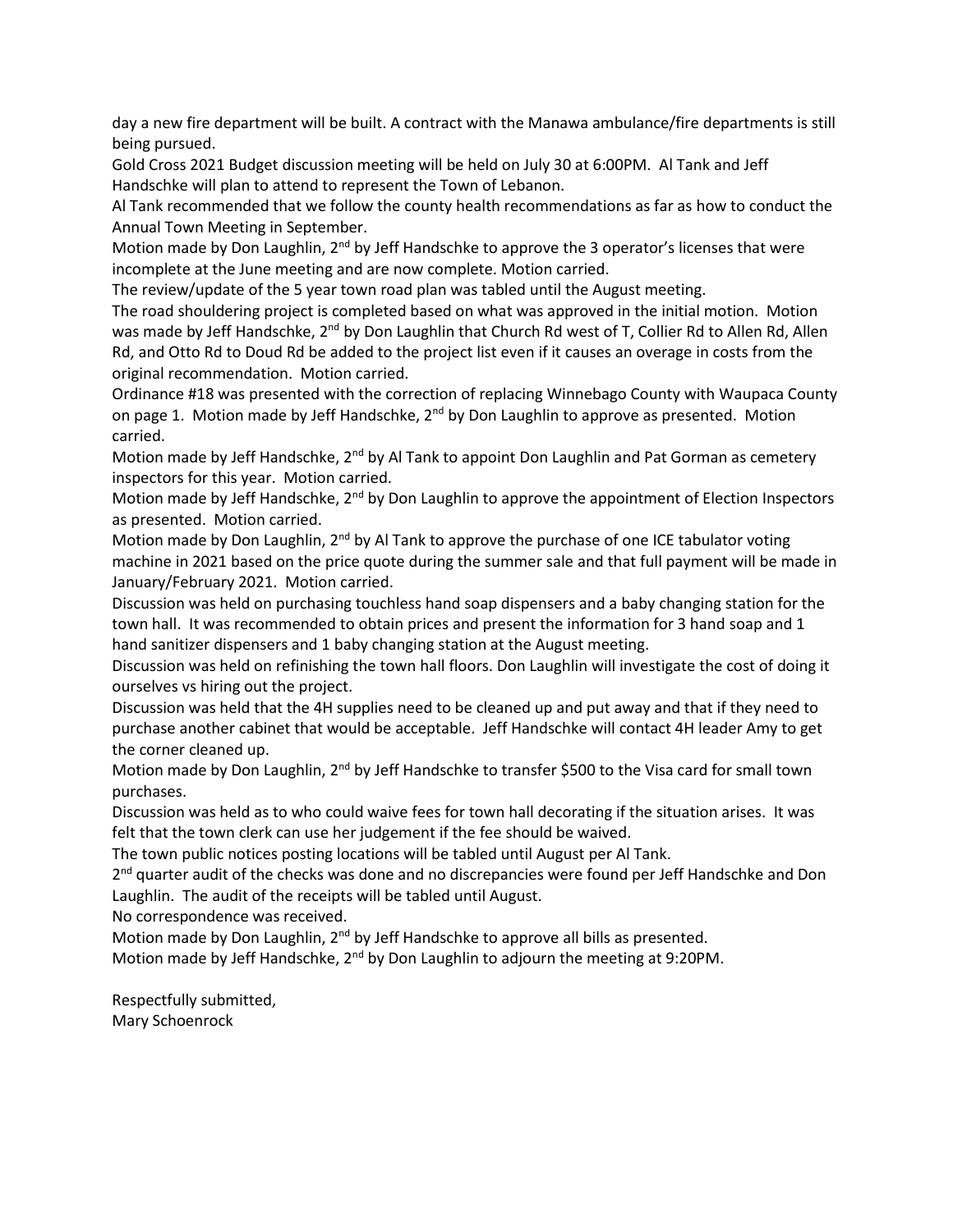day a new fire department will be built. A contract with the Manawa ambulance/fire departments is still being pursued.

Gold Cross 2021 Budget discussion meeting will be held on July 30 at 6:00PM. Al Tank and Jeff Handschke will plan to attend to represent the Town of Lebanon.

Al Tank recommended that we follow the county health recommendations as far as how to conduct the Annual Town Meeting in September.

Motion made by Don Laughlin, 2nd by Jeff Handschke to approve the 3 operator's licenses that were incomplete at the June meeting and are now complete. Motion carried.

The review/update of the 5 year town road plan was tabled until the August meeting.

The road shouldering project is completed based on what was approved in the initial motion. Motion was made by Jeff Handschke, 2nd by Don Laughlin that Church Rd west of T, Collier Rd to Allen Rd, Allen Rd, and Otto Rd to Doud Rd be added to the project list even if it causes an overage in costs from the original recommendation. Motion carried.

Ordinance #18 was presented with the correction of replacing Winnebago County with Waupaca County on page 1. Motion made by Jeff Handschke, 2nd by Don Laughlin to approve as presented. Motion carried.

Motion made by Jeff Handschke, 2nd by Al Tank to appoint Don Laughlin and Pat Gorman as cemetery inspectors for this year. Motion carried.

Motion made by Jeff Handschke, 2nd by Don Laughlin to approve the appointment of Election Inspectors as presented. Motion carried.

Motion made by Don Laughlin, 2nd by Al Tank to approve the purchase of one ICE tabulator voting machine in 2021 based on the price quote during the summer sale and that full payment will be made in January/February 2021. Motion carried.

Discussion was held on purchasing touchless hand soap dispensers and a baby changing station for the town hall. It was recommended to obtain prices and present the information for 3 hand soap and 1 hand sanitizer dispensers and 1 baby changing station at the August meeting.

Discussion was held on refinishing the town hall floors. Don Laughlin will investigate the cost of doing it ourselves vs hiring out the project.

Discussion was held that the 4H supplies need to be cleaned up and put away and that if they need to purchase another cabinet that would be acceptable. Jeff Handschke will contact 4H leader Amy to get the corner cleaned up.

Motion made by Don Laughlin, 2nd by Jeff Handschke to transfer $500 to the Visa card for small town purchases.

Discussion was held as to who could waive fees for town hall decorating if the situation arises. It was felt that the town clerk can use her judgement if the fee should be waived.

The town public notices posting locations will be tabled until August per Al Tank.

2nd quarter audit of the checks was done and no discrepancies were found per Jeff Handschke and Don Laughlin. The audit of the receipts will be tabled until August.

No correspondence was received.

Motion made by Don Laughlin, 2nd by Jeff Handschke to approve all bills as presented.

Motion made by Jeff Handschke, 2nd by Don Laughlin to adjourn the meeting at 9:20PM.

Respectfully submitted,
Mary Schoenrock